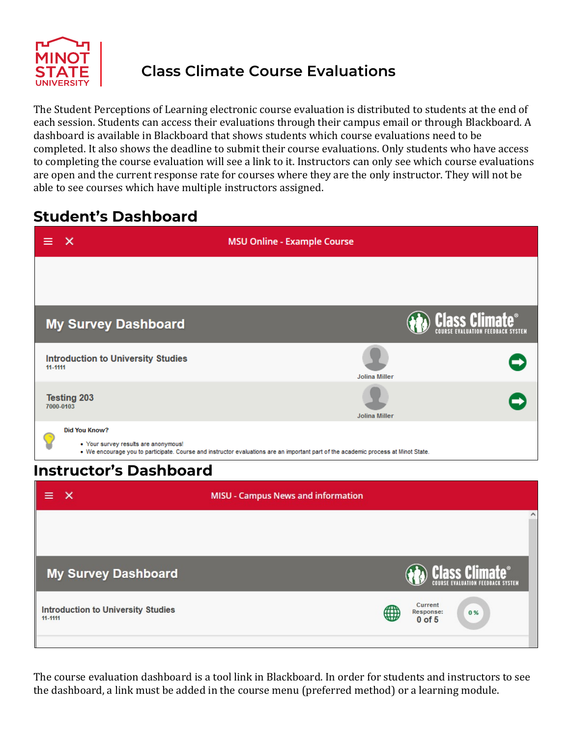# Class Climate Course Evaluations

The Student Perceptions of Learning electronic course evaluation is distributed to students at the end of each session. Students can access their evaluations through their campus email or through Blackboard. A dashboard is available in Blackboard that shows students which course evaluations need to be completed. It also shows the deadline to submit their course evaluations. Only students who have access to completing the course evaluation will see a link to it. Instructors can only see which course evaluations are open and the current response rate for courses where they are the only instructor. They will not be able to see courses which have multiple instructors assigned.

## Student's Dashboard

## Instructor's Dashboard

The course evaluation dashboard is a tool link in Blackboard. In order for students and instructors to see the dashboard, a link must be added in the course menu (preferred method) or a learning module.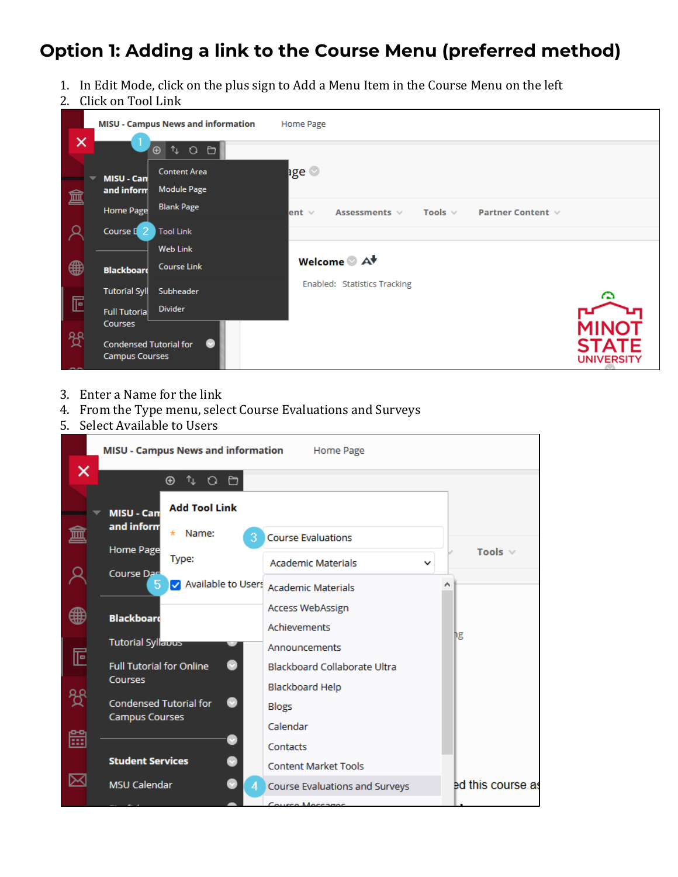# Option 1: Adding a link to the Course Menu (preferred method)

1. In Edit Mode, click on the plus sign to Add a Menu Item in the Course Menu on the left
2. Click on Tool Link

3. Enter a Name for the link
4. From the Type menu, select Course Evaluations and Surveys
5. Select Available to Users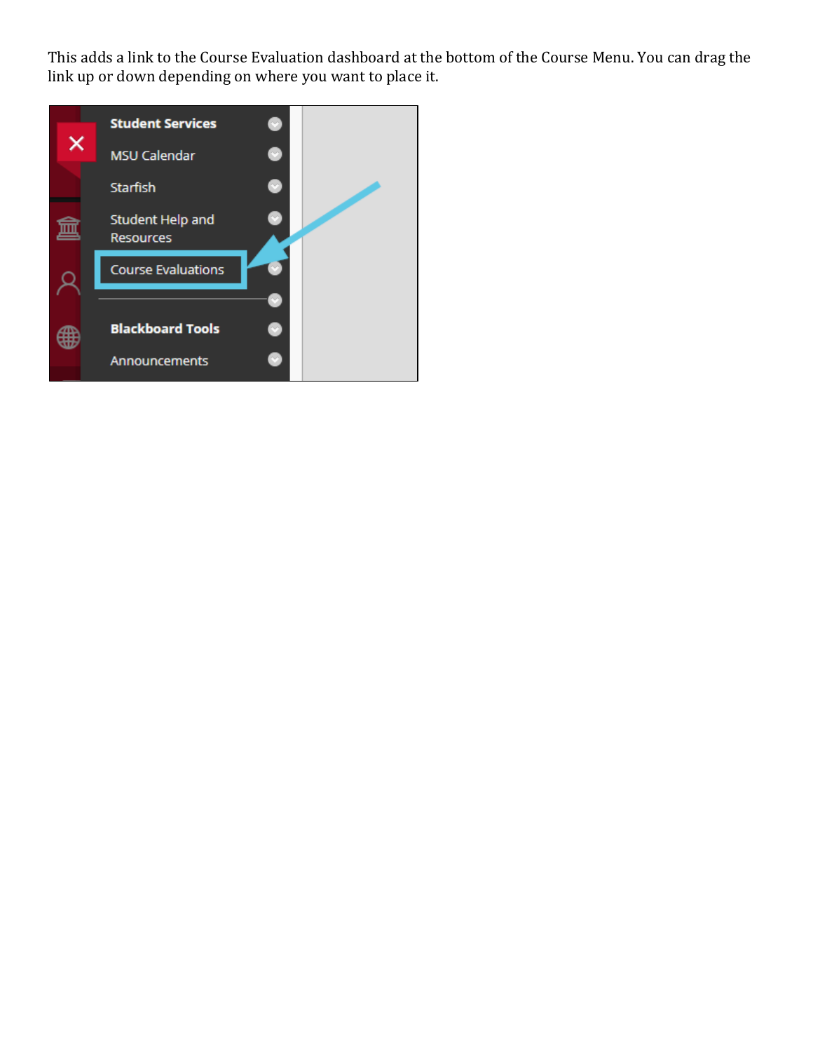This adds a link to the Course Evaluation dashboard at the bottom of the Course Menu. You can drag the link up or down depending on where you want to place it.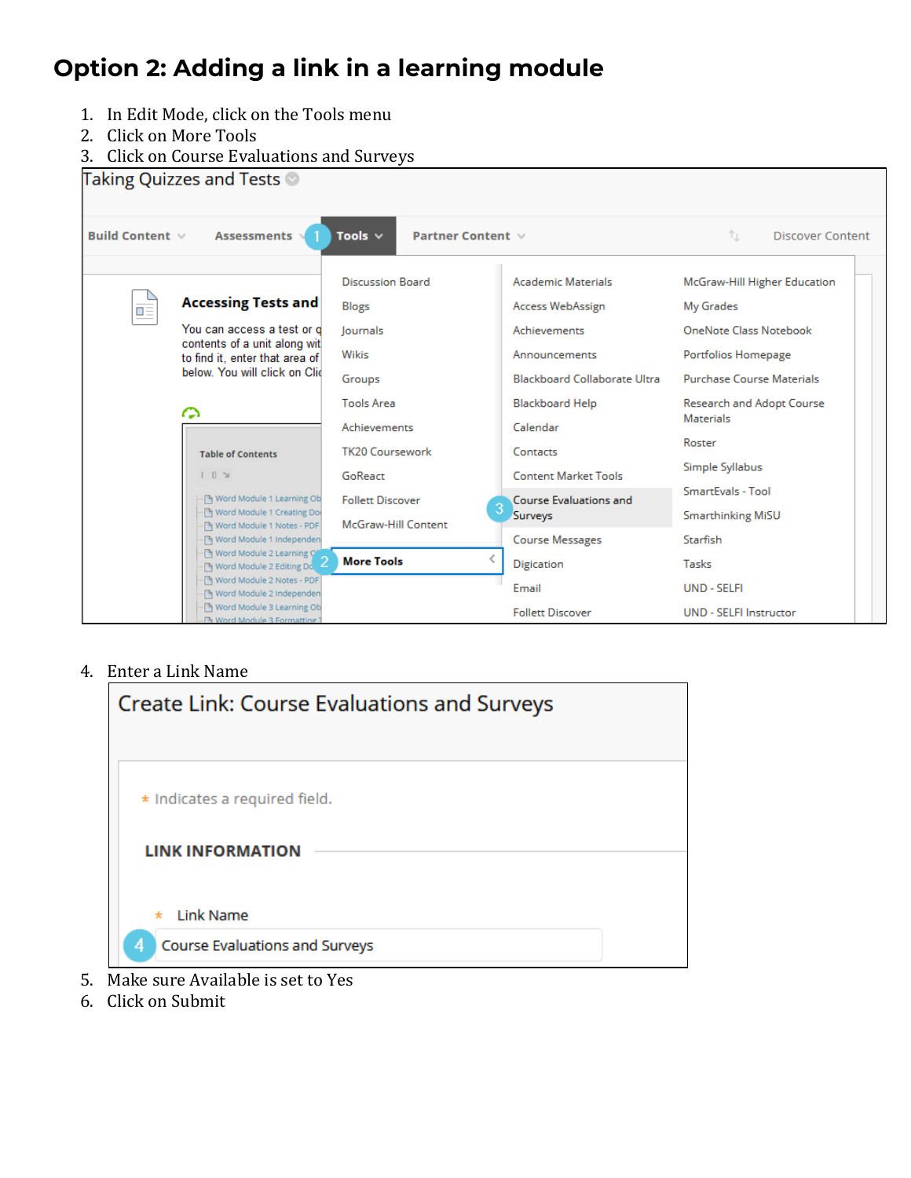## Option 2: Adding a link in a learning module

1. In Edit Mode, click on the Tools menu
2. Click on More Tools
3. Click on Course Evaluations and Surveys
4. Enter a Link Name
5. Make sure Available is set to Yes
6. Click on Submit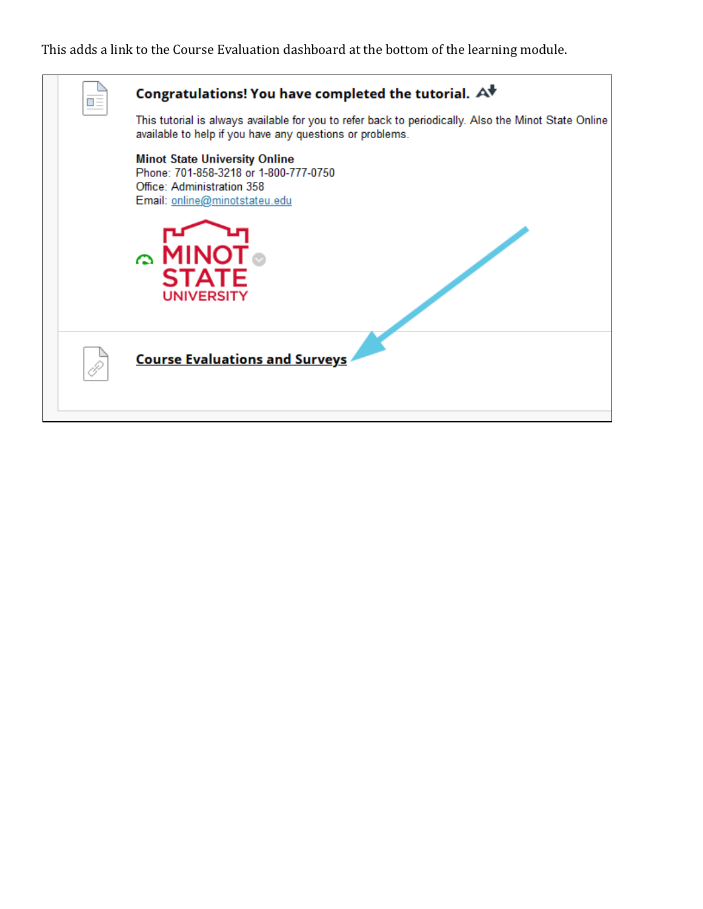This adds a link to the Course Evaluation dashboard at the bottom of the learning module.

**Congratulations! You have completed the tutorial.**

This tutorial is always available for you to refer back to periodically. Also the Minot State Online available to help if you have any questions or problems.

**Minot State University Online**
Phone: 701-858-3218 or 1-800-777-0750
Office: Administration 358
Email: online@minotstateu.edu

MINOT STATE UNIVERSITY

**Course Evaluations and Surveys**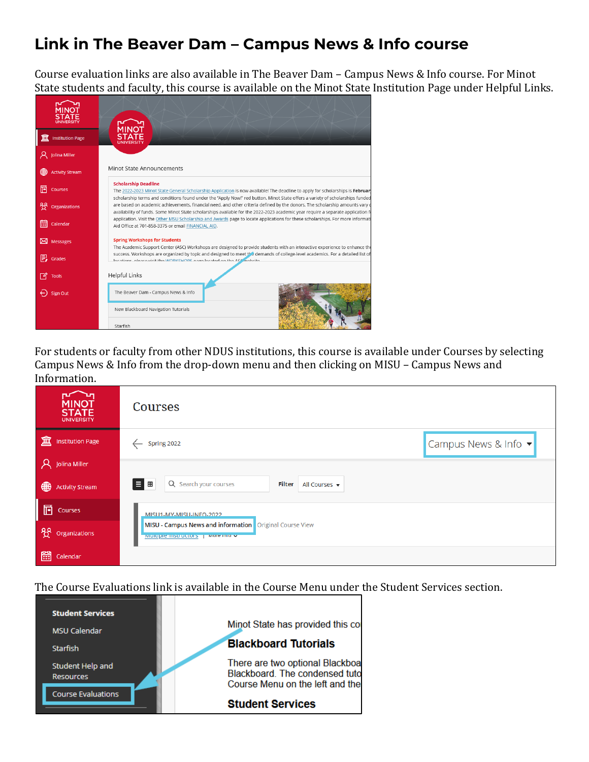# Link in The Beaver Dam – Campus News & Info course

Course evaluation links are also available in The Beaver Dam – Campus News & Info course. For Minot State students and faculty, this course is available on the Minot State Institution Page under Helpful Links.

For students or faculty from other NDUS institutions, this course is available under Courses by selecting Campus News & Info from the drop-down menu and then clicking on MISU – Campus News and Information.

The Course Evaluations link is available in the Course Menu under the Student Services section.